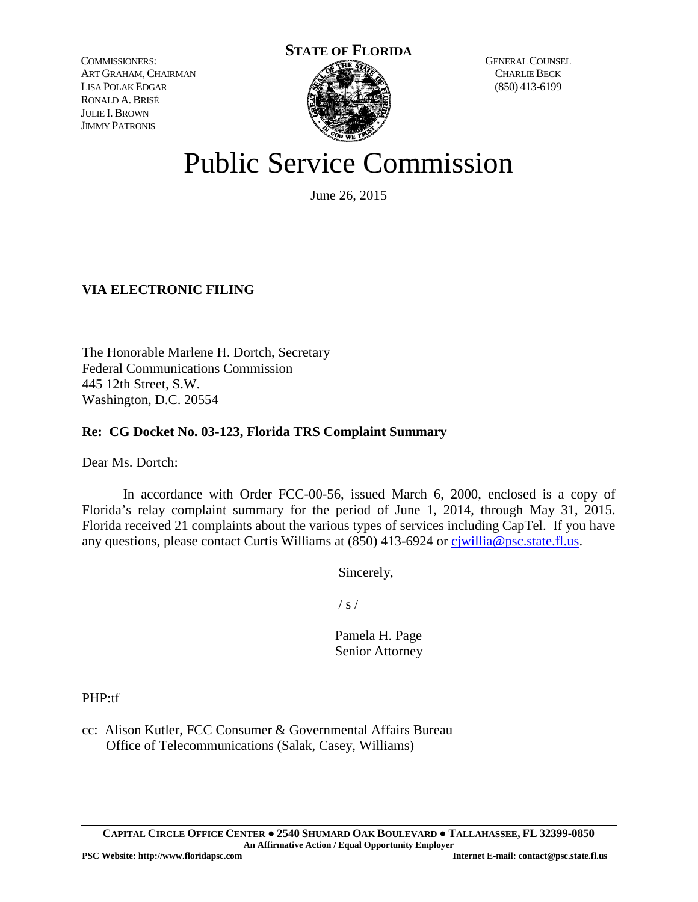COMMISSIONERS:
ART GRAHAM, CHAIRMAN
LISA POLAK EDGAR
RONALD A. BRISÉ
JULIE I. BROWN
JIMMY PATRONIS

**STATE OF FLORIDA**

GENERAL COUNSEL
CHARLIE BECK
(850) 413-6199

# Public Service Commission

June 26, 2015

**VIA ELECTRONIC FILING**

The Honorable Marlene H. Dortch, Secretary
Federal Communications Commission
445 12th Street, S.W.
Washington, D.C. 20554

**Re: CG Docket No. 03-123, Florida TRS Complaint Summary**

Dear Ms. Dortch:

In accordance with Order FCC-00-56, issued March 6, 2000, enclosed is a copy of Florida's relay complaint summary for the period of June 1, 2014, through May 31, 2015. Florida received 21 complaints about the various types of services including CapTel. If you have any questions, please contact Curtis Williams at (850) 413-6924 or cjwillia@psc.state.fl.us.

Sincerely,

/ s /

Pamela H. Page
Senior Attorney

PHP:tf

cc: Alison Kutler, FCC Consumer & Governmental Affairs Bureau
Office of Telecommunications (Salak, Casey, Williams)

**CAPITAL CIRCLE OFFICE CENTER ● 2540 SHUMARD OAK BOULEVARD ● TALLAHASSEE, FL 32399-0850**
**An Affirmative Action / Equal Opportunity Employer**
**PSC Website: http://www.floridapsc.com** **Internet E-mail: contact@psc.state.fl.us**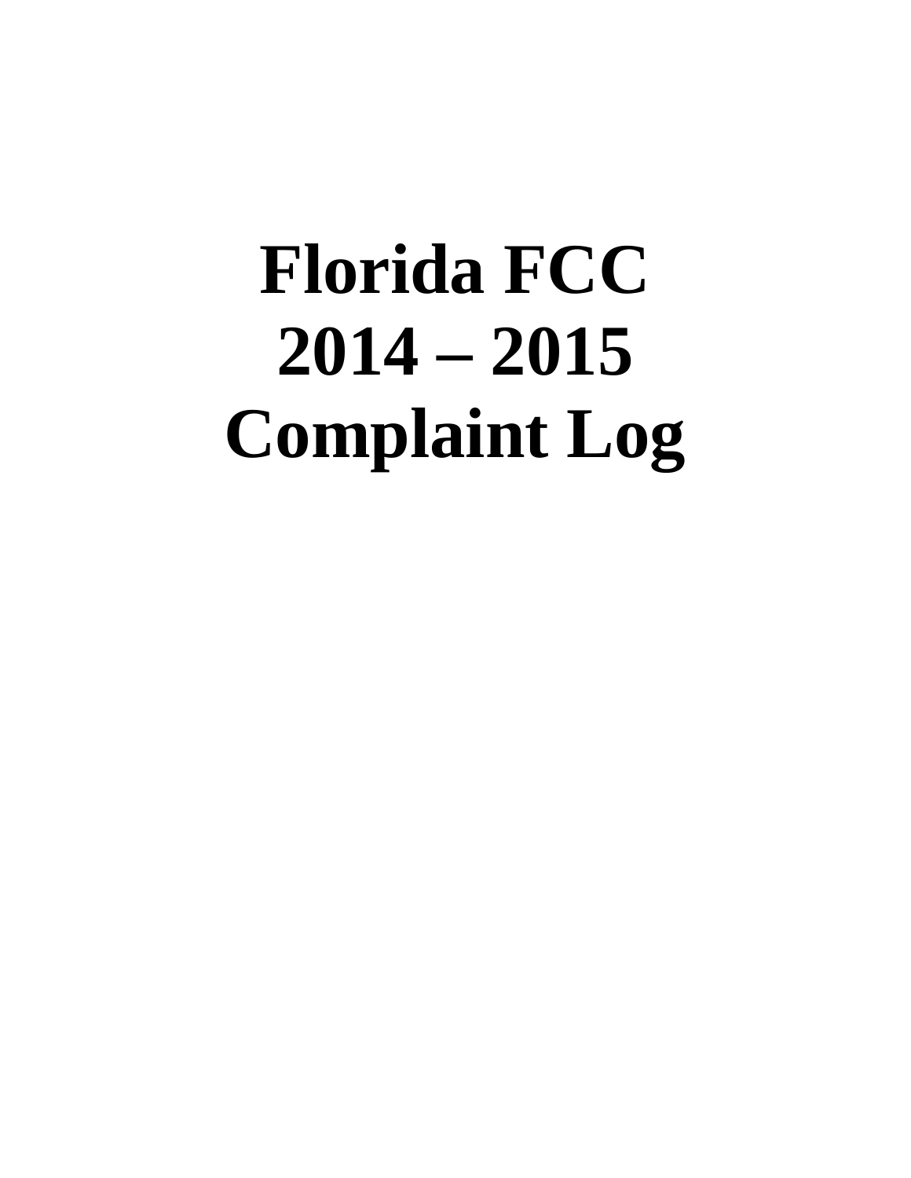# Florida FCC
# 2014 – 2015
# Complaint Log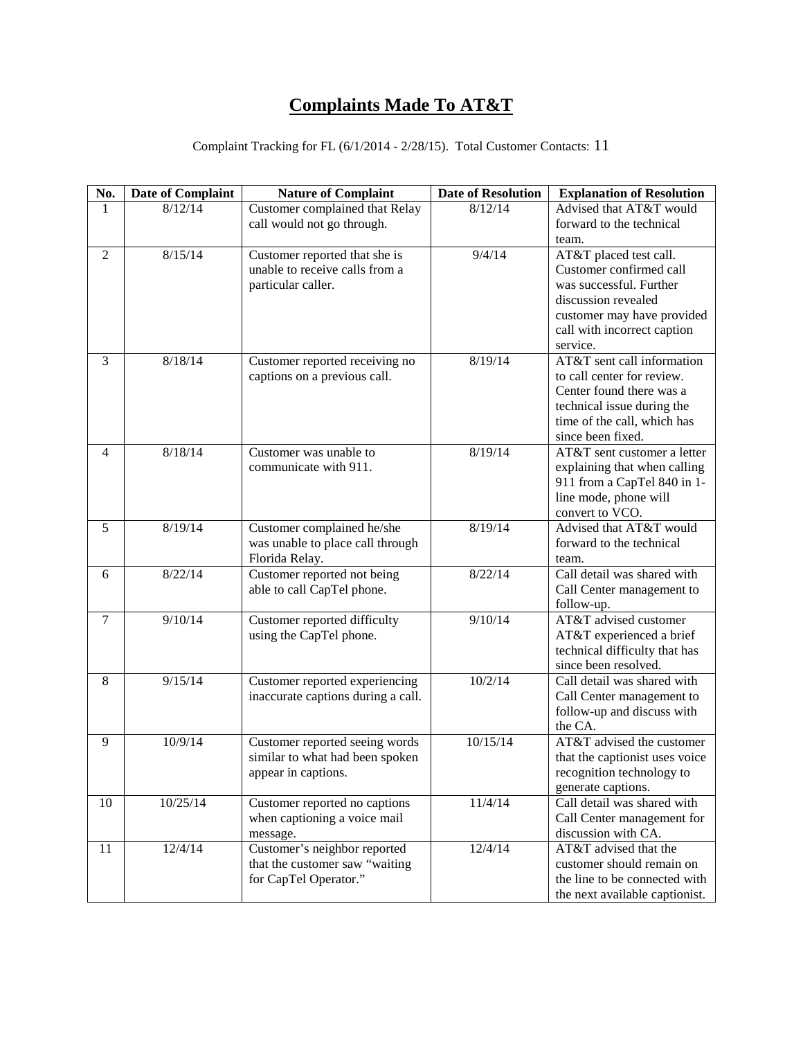# Complaints Made To AT&T

Complaint Tracking for FL (6/1/2014 - 2/28/15). Total Customer Contacts: 11

| No. | Date of Complaint | Nature of Complaint | Date of Resolution | Explanation of Resolution |
|---|---|---|---|---|
| 1 | 8/12/14 | Customer complained that Relay call would not go through. | 8/12/14 | Advised that AT&T would forward to the technical team. |
| 2 | 8/15/14 | Customer reported that she is unable to receive calls from a particular caller. | 9/4/14 | AT&T placed test call. Customer confirmed call was successful. Further discussion revealed customer may have provided call with incorrect caption service. |
| 3 | 8/18/14 | Customer reported receiving no captions on a previous call. | 8/19/14 | AT&T sent call information to call center for review. Center found there was a technical issue during the time of the call, which has since been fixed. |
| 4 | 8/18/14 | Customer was unable to communicate with 911. | 8/19/14 | AT&T sent customer a letter explaining that when calling 911 from a CapTel 840 in 1-line mode, phone will convert to VCO. |
| 5 | 8/19/14 | Customer complained he/she was unable to place call through Florida Relay. | 8/19/14 | Advised that AT&T would forward to the technical team. |
| 6 | 8/22/14 | Customer reported not being able to call CapTel phone. | 8/22/14 | Call detail was shared with Call Center management to follow-up. |
| 7 | 9/10/14 | Customer reported difficulty using the CapTel phone. | 9/10/14 | AT&T advised customer AT&T experienced a brief technical difficulty that has since been resolved. |
| 8 | 9/15/14 | Customer reported experiencing inaccurate captions during a call. | 10/2/14 | Call detail was shared with Call Center management to follow-up and discuss with the CA. |
| 9 | 10/9/14 | Customer reported seeing words similar to what had been spoken appear in captions. | 10/15/14 | AT&T advised the customer that the captionist uses voice recognition technology to generate captions. |
| 10 | 10/25/14 | Customer reported no captions when captioning a voice mail message. | 11/4/14 | Call detail was shared with Call Center management for discussion with CA. |
| 11 | 12/4/14 | Customer's neighbor reported that the customer saw "waiting for CapTel Operator." | 12/4/14 | AT&T advised that the customer should remain on the line to be connected with the next available captionist. |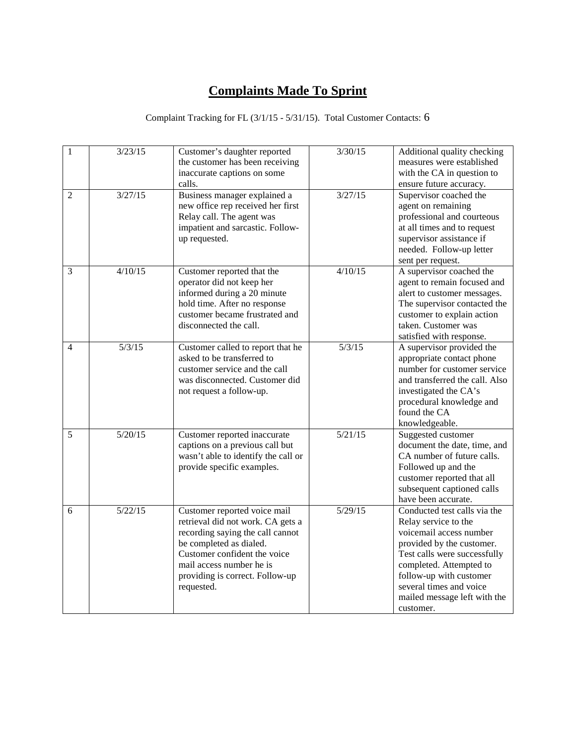# Complaints Made To Sprint

Complaint Tracking for FL (3/1/15 - 5/31/15). Total Customer Contacts: 6

| | | | | |
|---|---|---|---|---|
| 1 | 3/23/15 | Customer's daughter reported the customer has been receiving inaccurate captions on some calls. | 3/30/15 | Additional quality checking measures were established with the CA in question to ensure future accuracy. |
| 2 | 3/27/15 | Business manager explained a new office rep received her first Relay call. The agent was impatient and sarcastic. Follow-up requested. | 3/27/15 | Supervisor coached the agent on remaining professional and courteous at all times and to request supervisor assistance if needed. Follow-up letter sent per request. |
| 3 | 4/10/15 | Customer reported that the operator did not keep her informed during a 20 minute hold time. After no response customer became frustrated and disconnected the call. | 4/10/15 | A supervisor coached the agent to remain focused and alert to customer messages. The supervisor contacted the customer to explain action taken. Customer was satisfied with response. |
| 4 | 5/3/15 | Customer called to report that he asked to be transferred to customer service and the call was disconnected. Customer did not request a follow-up. | 5/3/15 | A supervisor provided the appropriate contact phone number for customer service and transferred the call. Also investigated the CA's procedural knowledge and found the CA knowledgeable. |
| 5 | 5/20/15 | Customer reported inaccurate captions on a previous call but wasn't able to identify the call or provide specific examples. | 5/21/15 | Suggested customer document the date, time, and CA number of future calls. Followed up and the customer reported that all subsequent captioned calls have been accurate. |
| 6 | 5/22/15 | Customer reported voice mail retrieval did not work. CA gets a recording saying the call cannot be completed as dialed. Customer confident the voice mail access number he is providing is correct. Follow-up requested. | 5/29/15 | Conducted test calls via the Relay service to the voicemail access number provided by the customer. Test calls were successfully completed. Attempted to follow-up with customer several times and voice mailed message left with the customer. |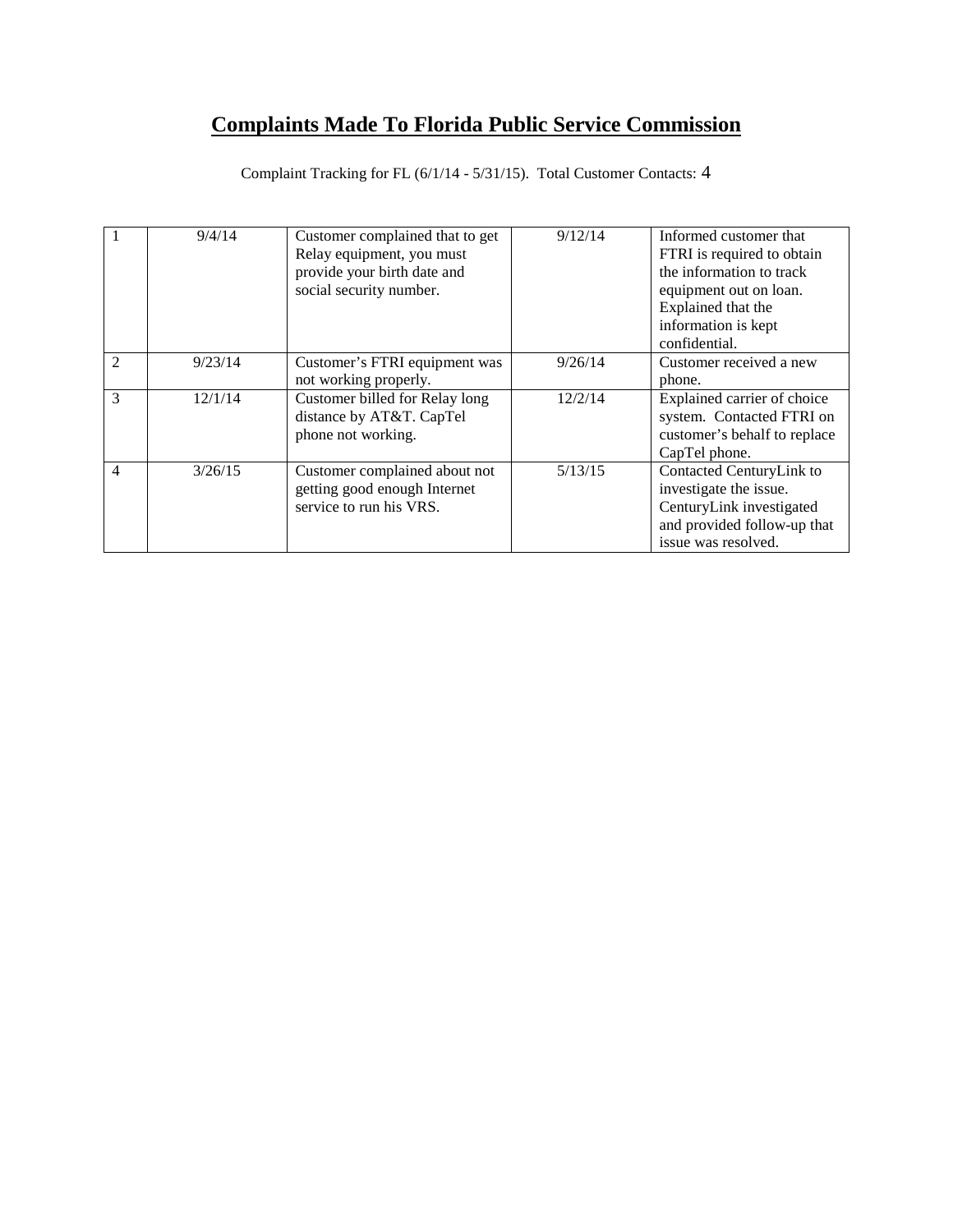# Complaints Made To Florida Public Service Commission

Complaint Tracking for FL (6/1/14 - 5/31/15). Total Customer Contacts: 4

| | | | | |
|---|---|---|---|---|
| 1 | 9/4/14 | Customer complained that to get Relay equipment, you must provide your birth date and social security number. | 9/12/14 | Informed customer that FTRI is required to obtain the information to track equipment out on loan. Explained that the information is kept confidential. |
| 2 | 9/23/14 | Customer's FTRI equipment was not working properly. | 9/26/14 | Customer received a new phone. |
| 3 | 12/1/14 | Customer billed for Relay long distance by AT&T. CapTel phone not working. | 12/2/14 | Explained carrier of choice system. Contacted FTRI on customer's behalf to replace CapTel phone. |
| 4 | 3/26/15 | Customer complained about not getting good enough Internet service to run his VRS. | 5/13/15 | Contacted CenturyLink to investigate the issue. CenturyLink investigated and provided follow-up that issue was resolved. |